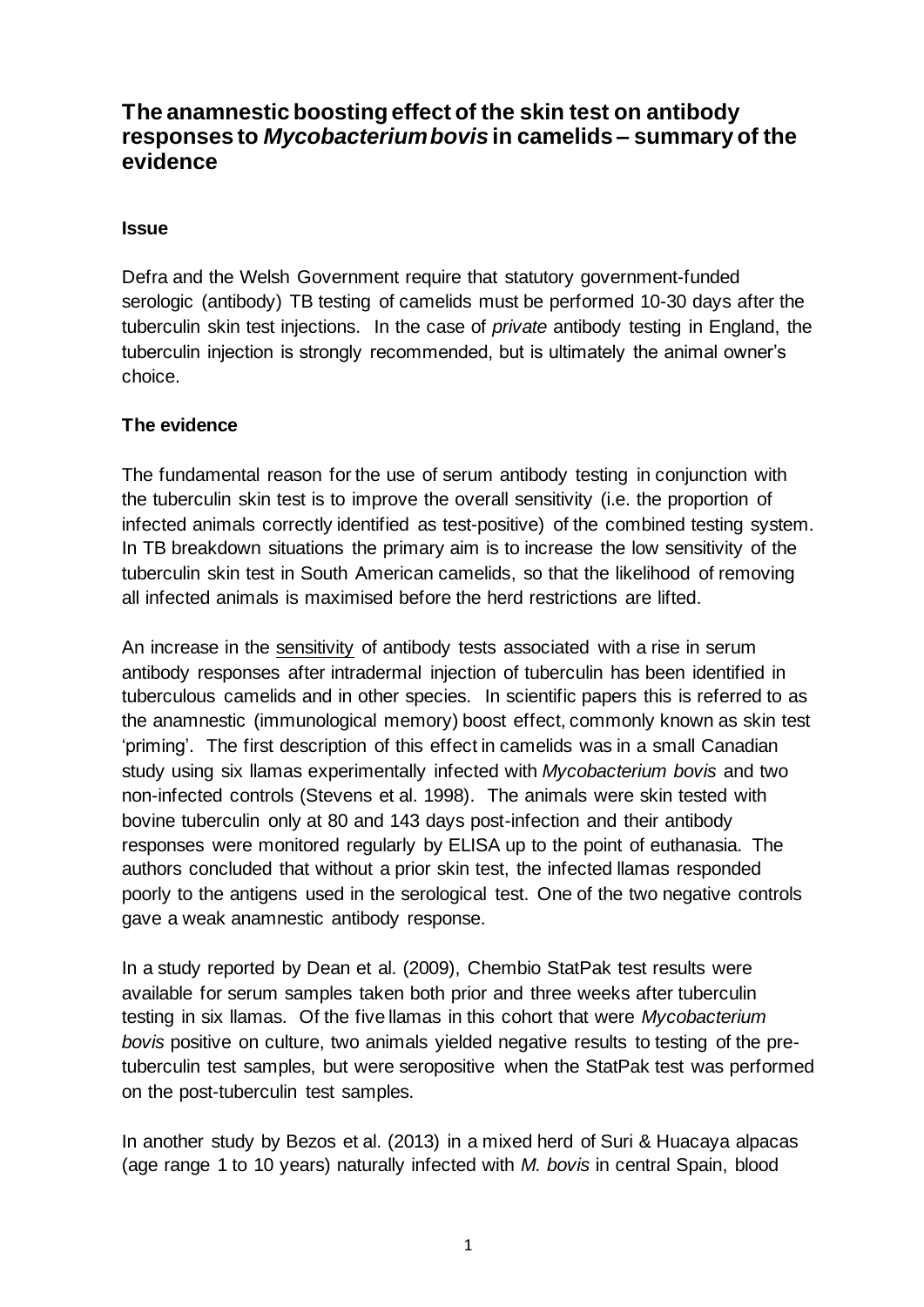# The anamnestic boosting effect of the skin test on antibody responses to *Mycobacterium bovis* in camelids – summary of the evidence

## Issue

Defra and the Welsh Government require that statutory government-funded serologic (antibody) TB testing of camelids must be performed 10-30 days after the tuberculin skin test injections. In the case of *private* antibody testing in England, the tuberculin injection is strongly recommended, but is ultimately the animal owner's choice.

## The evidence

The fundamental reason for the use of serum antibody testing in conjunction with the tuberculin skin test is to improve the overall sensitivity (i.e. the proportion of infected animals correctly identified as test-positive) of the combined testing system. In TB breakdown situations the primary aim is to increase the low sensitivity of the tuberculin skin test in South American camelids, so that the likelihood of removing all infected animals is maximised before the herd restrictions are lifted.

An increase in the <u>sensitivity</u> of antibody tests associated with a rise in serum antibody responses after intradermal injection of tuberculin has been identified in tuberculous camelids and in other species. In scientific papers this is referred to as the anamnestic (immunological memory) boost effect, commonly known as skin test 'priming'. The first description of this effect in camelids was in a small Canadian study using six llamas experimentally infected with *Mycobacterium bovis* and two non-infected controls (Stevens et al. 1998). The animals were skin tested with bovine tuberculin only at 80 and 143 days post-infection and their antibody responses were monitored regularly by ELISA up to the point of euthanasia. The authors concluded that without a prior skin test, the infected llamas responded poorly to the antigens used in the serological test. One of the two negative controls gave a weak anamnestic antibody response.

In a study reported by Dean et al. (2009), Chembio StatPak test results were available for serum samples taken both prior and three weeks after tuberculin testing in six llamas. Of the five llamas in this cohort that were *Mycobacterium bovis* positive on culture, two animals yielded negative results to testing of the pre-tuberculin test samples, but were seropositive when the StatPak test was performed on the post-tuberculin test samples.

In another study by Bezos et al. (2013) in a mixed herd of Suri & Huacaya alpacas (age range 1 to 10 years) naturally infected with *M. bovis* in central Spain, blood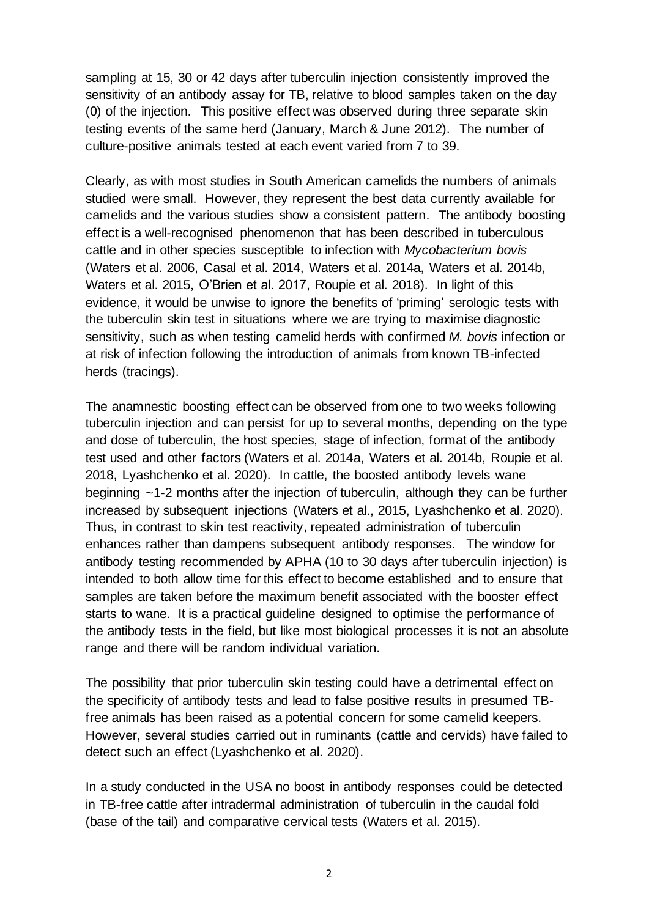sampling at 15, 30 or 42 days after tuberculin injection consistently improved the sensitivity of an antibody assay for TB, relative to blood samples taken on the day (0) of the injection. This positive effect was observed during three separate skin testing events of the same herd (January, March & June 2012). The number of culture-positive animals tested at each event varied from 7 to 39.

Clearly, as with most studies in South American camelids the numbers of animals studied were small. However, they represent the best data currently available for camelids and the various studies show a consistent pattern. The antibody boosting effect is a well-recognised phenomenon that has been described in tuberculous cattle and in other species susceptible to infection with *Mycobacterium bovis* (Waters et al. 2006, Casal et al. 2014, Waters et al. 2014a, Waters et al. 2014b, Waters et al. 2015, O'Brien et al. 2017, Roupie et al. 2018). In light of this evidence, it would be unwise to ignore the benefits of 'priming' serologic tests with the tuberculin skin test in situations where we are trying to maximise diagnostic sensitivity, such as when testing camelid herds with confirmed *M. bovis* infection or at risk of infection following the introduction of animals from known TB-infected herds (tracings).

The anamnestic boosting effect can be observed from one to two weeks following tuberculin injection and can persist for up to several months, depending on the type and dose of tuberculin, the host species, stage of infection, format of the antibody test used and other factors (Waters et al. 2014a, Waters et al. 2014b, Roupie et al. 2018, Lyashchenko et al. 2020). In cattle, the boosted antibody levels wane beginning ~1-2 months after the injection of tuberculin, although they can be further increased by subsequent injections (Waters et al., 2015, Lyashchenko et al. 2020). Thus, in contrast to skin test reactivity, repeated administration of tuberculin enhances rather than dampens subsequent antibody responses. The window for antibody testing recommended by APHA (10 to 30 days after tuberculin injection) is intended to both allow time for this effect to become established and to ensure that samples are taken before the maximum benefit associated with the booster effect starts to wane. It is a practical guideline designed to optimise the performance of the antibody tests in the field, but like most biological processes it is not an absolute range and there will be random individual variation.

The possibility that prior tuberculin skin testing could have a detrimental effect on the <u>specificity</u> of antibody tests and lead to false positive results in presumed TB-free animals has been raised as a potential concern for some camelid keepers. However, several studies carried out in ruminants (cattle and cervids) have failed to detect such an effect (Lyashchenko et al. 2020).

In a study conducted in the USA no boost in antibody responses could be detected in TB-free <u>cattle</u> after intradermal administration of tuberculin in the caudal fold (base of the tail) and comparative cervical tests (Waters et al. 2015).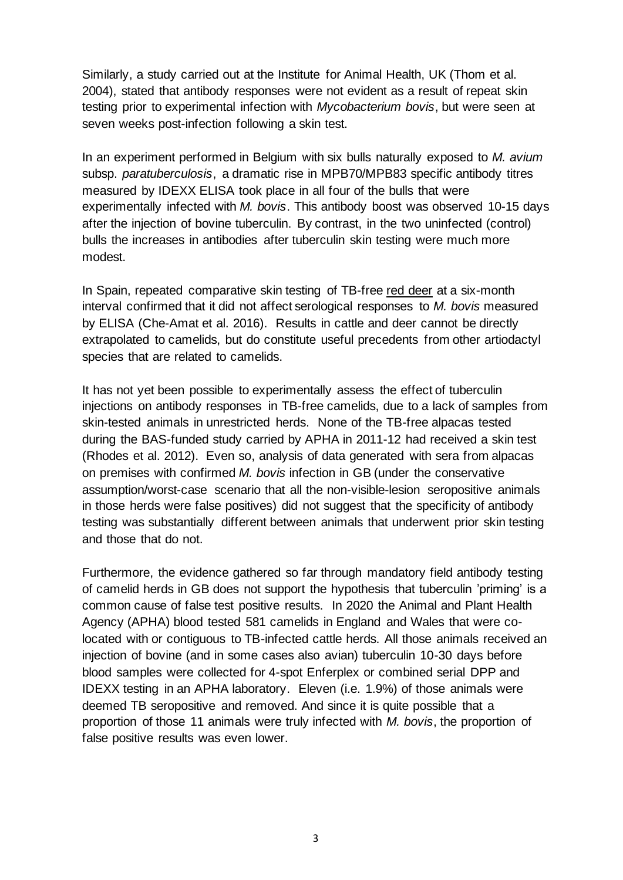Similarly, a study carried out at the Institute for Animal Health, UK (Thom et al. 2004), stated that antibody responses were not evident as a result of repeat skin testing prior to experimental infection with *Mycobacterium bovis*, but were seen at seven weeks post-infection following a skin test.

In an experiment performed in Belgium with six bulls naturally exposed to *M. avium* subsp. *paratuberculosis*, a dramatic rise in MPB70/MPB83 specific antibody titres measured by IDEXX ELISA took place in all four of the bulls that were experimentally infected with *M. bovis*. This antibody boost was observed 10-15 days after the injection of bovine tuberculin. By contrast, in the two uninfected (control) bulls the increases in antibodies after tuberculin skin testing were much more modest.

In Spain, repeated comparative skin testing of TB-free red deer at a six-month interval confirmed that it did not affect serological responses to *M. bovis* measured by ELISA (Che-Amat et al. 2016). Results in cattle and deer cannot be directly extrapolated to camelids, but do constitute useful precedents from other artiodactyl species that are related to camelids.

It has not yet been possible to experimentally assess the effect of tuberculin injections on antibody responses in TB-free camelids, due to a lack of samples from skin-tested animals in unrestricted herds. None of the TB-free alpacas tested during the BAS-funded study carried by APHA in 2011-12 had received a skin test (Rhodes et al. 2012). Even so, analysis of data generated with sera from alpacas on premises with confirmed *M. bovis* infection in GB (under the conservative assumption/worst-case scenario that all the non-visible-lesion seropositive animals in those herds were false positives) did not suggest that the specificity of antibody testing was substantially different between animals that underwent prior skin testing and those that do not.

Furthermore, the evidence gathered so far through mandatory field antibody testing of camelid herds in GB does not support the hypothesis that tuberculin 'priming' is a common cause of false test positive results. In 2020 the Animal and Plant Health Agency (APHA) blood tested 581 camelids in England and Wales that were co-located with or contiguous to TB-infected cattle herds. All those animals received an injection of bovine (and in some cases also avian) tuberculin 10-30 days before blood samples were collected for 4-spot Enferplex or combined serial DPP and IDEXX testing in an APHA laboratory. Eleven (i.e. 1.9%) of those animals were deemed TB seropositive and removed. And since it is quite possible that a proportion of those 11 animals were truly infected with *M. bovis*, the proportion of false positive results was even lower.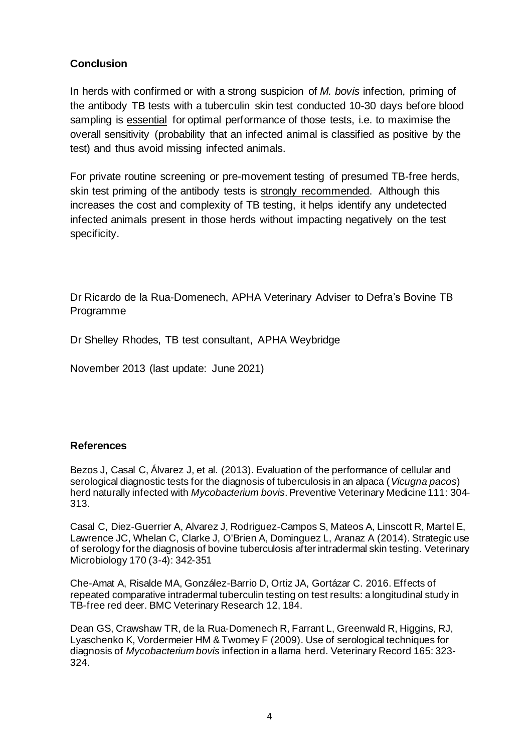## Conclusion

In herds with confirmed or with a strong suspicion of *M. bovis* infection, priming of the antibody TB tests with a tuberculin skin test conducted 10-30 days before blood sampling is <u>essential</u> for optimal performance of those tests, i.e. to maximise the overall sensitivity (probability that an infected animal is classified as positive by the test) and thus avoid missing infected animals.

For private routine screening or pre-movement testing of presumed TB-free herds, skin test priming of the antibody tests is <u>strongly recommended</u>. Although this increases the cost and complexity of TB testing, it helps identify any undetected infected animals present in those herds without impacting negatively on the test specificity.

Dr Ricardo de la Rua-Domenech, APHA Veterinary Adviser to Defra's Bovine TB Programme

Dr Shelley Rhodes, TB test consultant, APHA Weybridge

November 2013 (last update: June 2021)

## References

Bezos J, Casal C, Álvarez J, et al. (2013). Evaluation of the performance of cellular and serological diagnostic tests for the diagnosis of tuberculosis in an alpaca (*Vicugna pacos*) herd naturally infected with *Mycobacterium bovis*. Preventive Veterinary Medicine 111: 304-313.

Casal C, Diez-Guerrier A, Alvarez J, Rodriguez-Campos S, Mateos A, Linscott R, Martel E, Lawrence JC, Whelan C, Clarke J, O'Brien A, Dominguez L, Aranaz A (2014). Strategic use of serology for the diagnosis of bovine tuberculosis after intradermal skin testing. Veterinary Microbiology 170 (3-4): 342-351

Che-Amat A, Risalde MA, González-Barrio D, Ortiz JA, Gortázar C. 2016. Effects of repeated comparative intradermal tuberculin testing on test results: a longitudinal study in TB-free red deer. BMC Veterinary Research 12, 184.

Dean GS, Crawshaw TR, de la Rua-Domenech R, Farrant L, Greenwald R, Higgins, RJ, Lyaschenko K, Vordermeier HM & Twomey F (2009). Use of serological techniques for diagnosis of *Mycobacterium bovis* infection in a llama herd. Veterinary Record 165: 323-324.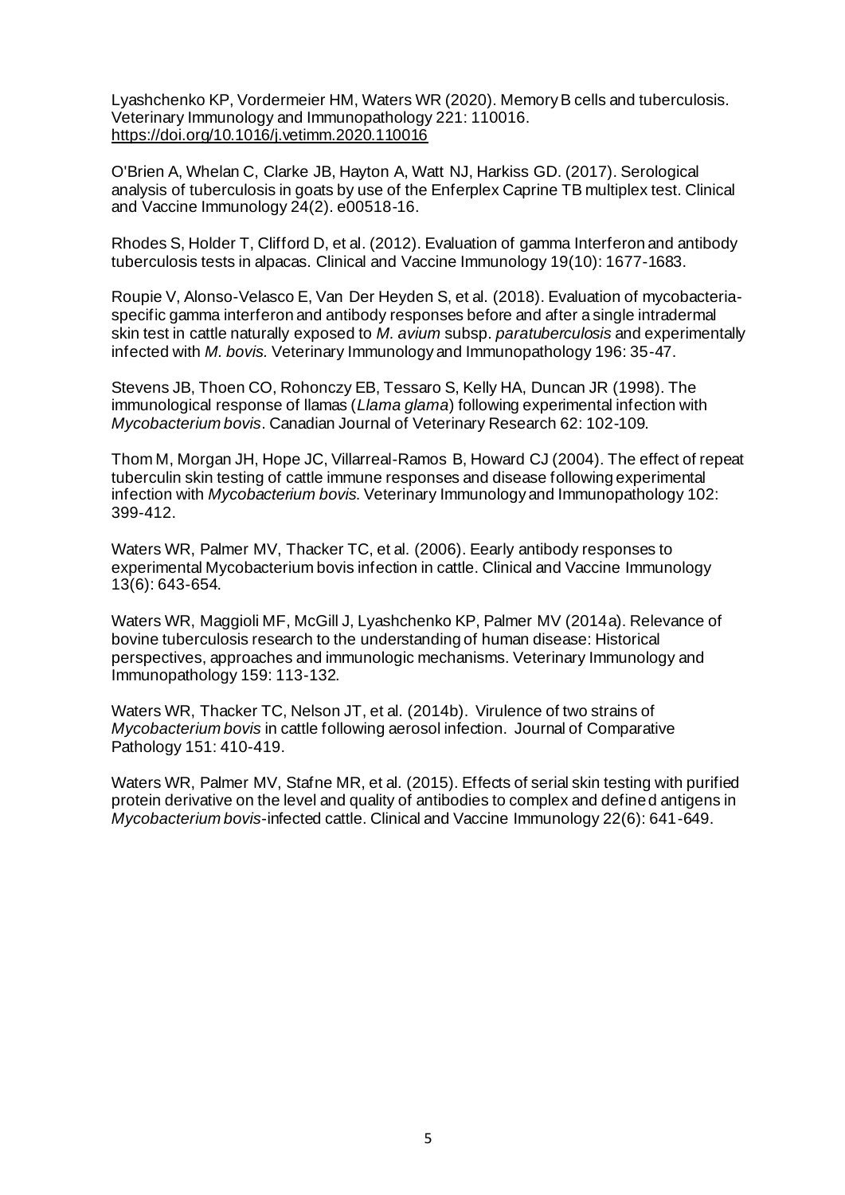Lyashchenko KP, Vordermeier HM, Waters WR (2020). Memory B cells and tuberculosis. Veterinary Immunology and Immunopathology 221: 110016. https://doi.org/10.1016/j.vetimm.2020.110016

O'Brien A, Whelan C, Clarke JB, Hayton A, Watt NJ, Harkiss GD. (2017). Serological analysis of tuberculosis in goats by use of the Enferplex Caprine TB multiplex test. Clinical and Vaccine Immunology 24(2). e00518-16.

Rhodes S, Holder T, Clifford D, et al. (2012). Evaluation of gamma Interferon and antibody tuberculosis tests in alpacas. Clinical and Vaccine Immunology 19(10): 1677-1683.

Roupie V, Alonso-Velasco E, Van Der Heyden S, et al. (2018). Evaluation of mycobacteria-specific gamma interferon and antibody responses before and after a single intradermal skin test in cattle naturally exposed to *M. avium* subsp. *paratuberculosis* and experimentally infected with *M. bovis.* Veterinary Immunology and Immunopathology 196: 35-47.

Stevens JB, Thoen CO, Rohonczy EB, Tessaro S, Kelly HA, Duncan JR (1998). The immunological response of llamas (*Llama glama*) following experimental infection with *Mycobacterium bovis*. Canadian Journal of Veterinary Research 62: 102-109.

Thom M, Morgan JH, Hope JC, Villarreal-Ramos B, Howard CJ (2004). The effect of repeat tuberculin skin testing of cattle immune responses and disease following experimental infection with *Mycobacterium bovis.* Veterinary Immunology and Immunopathology 102: 399-412.

Waters WR, Palmer MV, Thacker TC, et al. (2006). Eearly antibody responses to experimental Mycobacterium bovis infection in cattle. Clinical and Vaccine Immunology 13(6): 643-654.

Waters WR, Maggioli MF, McGill J, Lyashchenko KP, Palmer MV (2014a). Relevance of bovine tuberculosis research to the understanding of human disease: Historical perspectives, approaches and immunologic mechanisms. Veterinary Immunology and Immunopathology 159: 113-132.

Waters WR, Thacker TC, Nelson JT, et al. (2014b). Virulence of two strains of *Mycobacterium bovis* in cattle following aerosol infection. Journal of Comparative Pathology 151: 410-419.

Waters WR, Palmer MV, Stafne MR, et al. (2015). Effects of serial skin testing with purified protein derivative on the level and quality of antibodies to complex and defined antigens in *Mycobacterium bovis*-infected cattle. Clinical and Vaccine Immunology 22(6): 641-649.